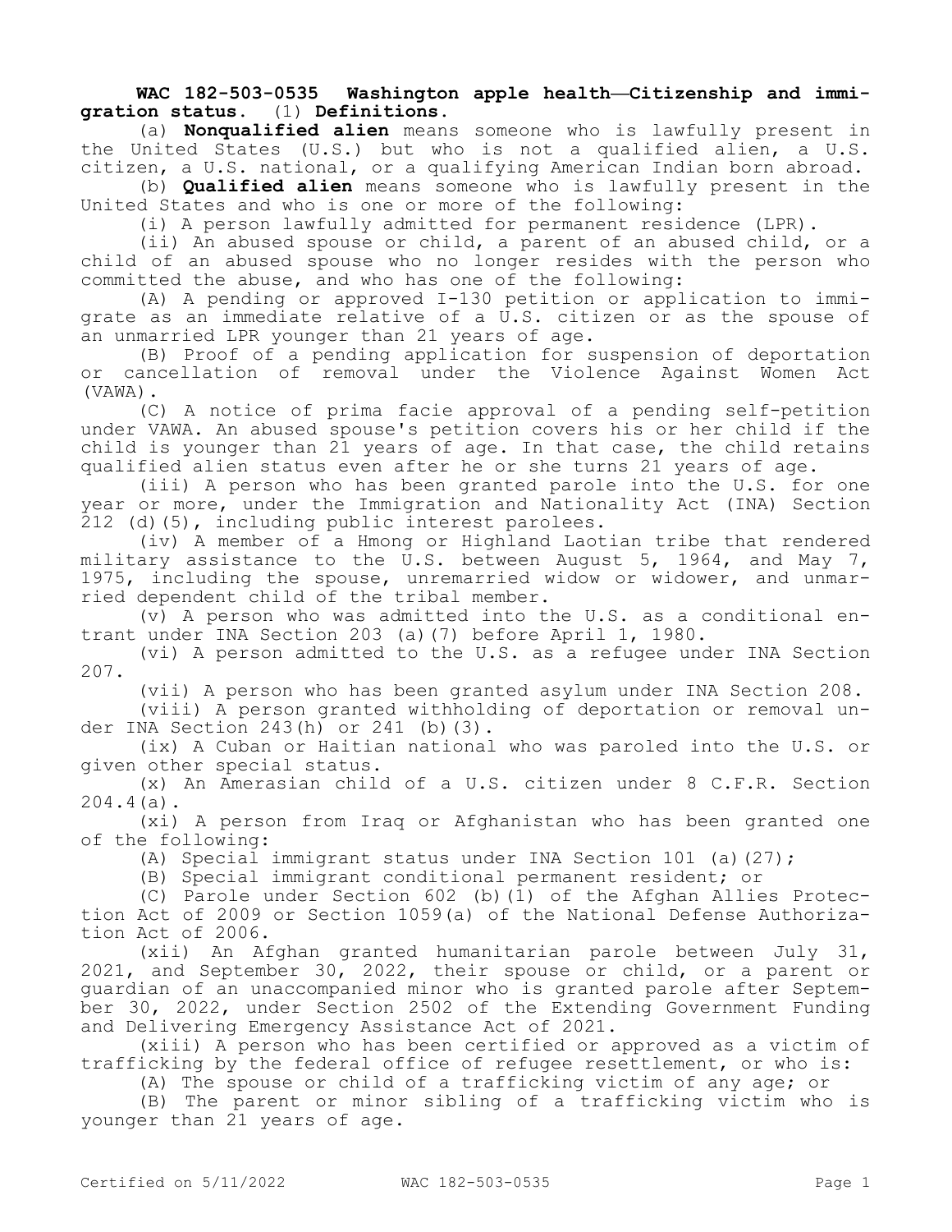**WAC 182-503-0535 Washington apple health—Citizenship and immigration status.** (1) **Definitions.**

(a) **Nonqualified alien** means someone who is lawfully present in the United States (U.S.) but who is not a qualified alien, a U.S. citizen, a U.S. national, or a qualifying American Indian born abroad.

(b) **Qualified alien** means someone who is lawfully present in the United States and who is one or more of the following:

(i) A person lawfully admitted for permanent residence (LPR).

(ii) An abused spouse or child, a parent of an abused child, or a child of an abused spouse who no longer resides with the person who committed the abuse, and who has one of the following:

(A) A pending or approved I-130 petition or application to immigrate as an immediate relative of a U.S. citizen or as the spouse of an unmarried LPR younger than 21 years of age.

(B) Proof of a pending application for suspension of deportation or cancellation of removal under the Violence Against Women Act (VAWA).

(C) A notice of prima facie approval of a pending self-petition under VAWA. An abused spouse's petition covers his or her child if the child is younger than 21 years of age. In that case, the child retains qualified alien status even after he or she turns 21 years of age.

(iii) A person who has been granted parole into the U.S. for one year or more, under the Immigration and Nationality Act (INA) Section 212 (d)(5), including public interest parolees.

(iv) A member of a Hmong or Highland Laotian tribe that rendered military assistance to the U.S. between August 5, 1964, and May 7, 1975, including the spouse, unremarried widow or widower, and unmarried dependent child of the tribal member.

(v) A person who was admitted into the U.S. as a conditional entrant under INA Section 203 (a)(7) before April 1, 1980.

(vi) A person admitted to the U.S. as a refugee under INA Section 207.

(vii) A person who has been granted asylum under INA Section 208.

(viii) A person granted withholding of deportation or removal under INA Section 243(h) or 241 (b)(3).

(ix) A Cuban or Haitian national who was paroled into the U.S. or given other special status.

(x) An Amerasian child of a U.S. citizen under 8 C.F.R. Section 204.4(a).

(xi) A person from Iraq or Afghanistan who has been granted one of the following:

(A) Special immigrant status under INA Section 101 (a)(27);

(B) Special immigrant conditional permanent resident; or

(C) Parole under Section 602 (b)(1) of the Afghan Allies Protection Act of 2009 or Section 1059(a) of the National Defense Authorization Act of 2006.

(xii) An Afghan granted humanitarian parole between July 31, 2021, and September 30, 2022, their spouse or child, or a parent or guardian of an unaccompanied minor who is granted parole after September 30, 2022, under Section 2502 of the Extending Government Funding and Delivering Emergency Assistance Act of 2021.

(xiii) A person who has been certified or approved as a victim of trafficking by the federal office of refugee resettlement, or who is:

(A) The spouse or child of a trafficking victim of any age; or

(B) The parent or minor sibling of a trafficking victim who is younger than 21 years of age.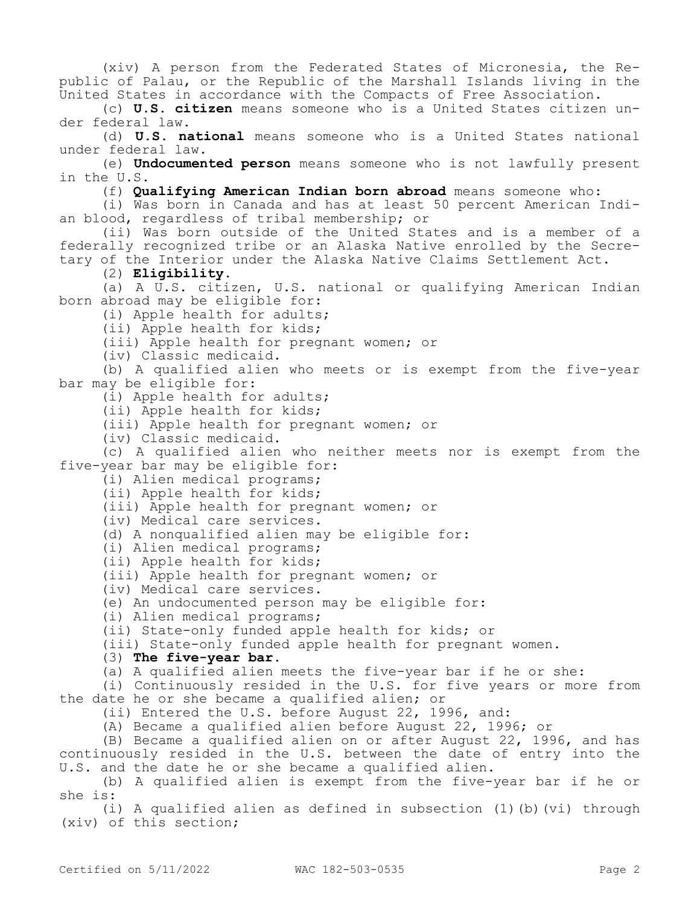(xiv) A person from the Federated States of Micronesia, the Republic of Palau, or the Republic of the Marshall Islands living in the United States in accordance with the Compacts of Free Association.

(c) **U.S. citizen** means someone who is a United States citizen under federal law.

(d) **U.S. national** means someone who is a United States national under federal law.

(e) **Undocumented person** means someone who is not lawfully present in the U.S.

(f) **Qualifying American Indian born abroad** means someone who:

(i) Was born in Canada and has at least 50 percent American Indian blood, regardless of tribal membership; or

(ii) Was born outside of the United States and is a member of a federally recognized tribe or an Alaska Native enrolled by the Secretary of the Interior under the Alaska Native Claims Settlement Act.

(2) **Eligibility.**

(a) A U.S. citizen, U.S. national or qualifying American Indian born abroad may be eligible for:

(i) Apple health for adults;

(ii) Apple health for kids;

(iii) Apple health for pregnant women; or

(iv) Classic medicaid.

(b) A qualified alien who meets or is exempt from the five-year bar may be eligible for:

(i) Apple health for adults;

(ii) Apple health for kids;

(iii) Apple health for pregnant women; or

(iv) Classic medicaid.

(c) A qualified alien who neither meets nor is exempt from the five-year bar may be eligible for:

(i) Alien medical programs;

(ii) Apple health for kids;

(iii) Apple health for pregnant women; or

(iv) Medical care services.

(d) A nonqualified alien may be eligible for:

(i) Alien medical programs;

(ii) Apple health for kids;

(iii) Apple health for pregnant women; or

(iv) Medical care services.

(e) An undocumented person may be eligible for:

(i) Alien medical programs;

(ii) State-only funded apple health for kids; or

(iii) State-only funded apple health for pregnant women.

(3) **The five-year bar.**

(a) A qualified alien meets the five-year bar if he or she:

(i) Continuously resided in the U.S. for five years or more from the date he or she became a qualified alien; or

(ii) Entered the U.S. before August 22, 1996, and:

(A) Became a qualified alien before August 22, 1996; or

(B) Became a qualified alien on or after August 22, 1996, and has continuously resided in the U.S. between the date of entry into the U.S. and the date he or she became a qualified alien.

(b) A qualified alien is exempt from the five-year bar if he or she is:

(i) A qualified alien as defined in subsection (1)(b)(vi) through (xiv) of this section;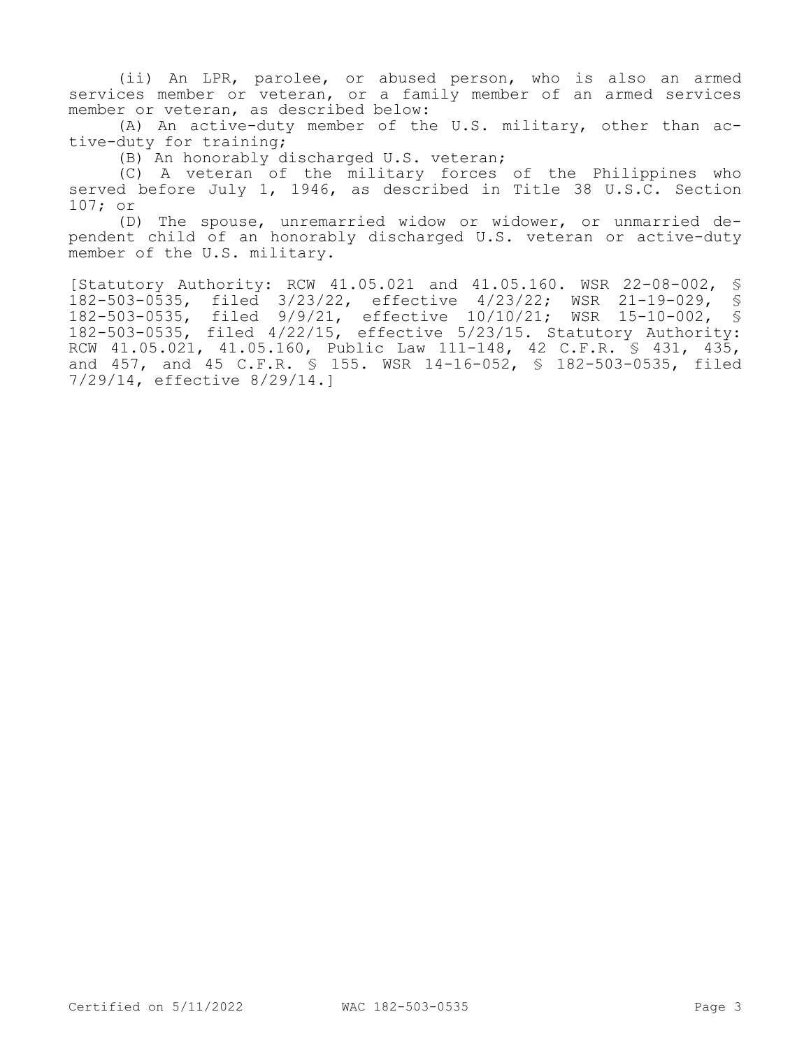(ii) An LPR, parolee, or abused person, who is also an armed services member or veteran, or a family member of an armed services member or veteran, as described below:

(A) An active-duty member of the U.S. military, other than active-duty for training;

(B) An honorably discharged U.S. veteran;

(C) A veteran of the military forces of the Philippines who served before July 1, 1946, as described in Title 38 U.S.C. Section 107; or

(D) The spouse, unremarried widow or widower, or unmarried dependent child of an honorably discharged U.S. veteran or active-duty member of the U.S. military.

[Statutory Authority: RCW 41.05.021 and 41.05.160. WSR 22-08-002, § 182-503-0535, filed 3/23/22, effective 4/23/22; WSR 21-19-029, § 182-503-0535, filed 9/9/21, effective 10/10/21; WSR 15-10-002, § 182-503-0535, filed 4/22/15, effective 5/23/15. Statutory Authority: RCW 41.05.021, 41.05.160, Public Law 111-148, 42 C.F.R. § 431, 435, and 457, and 45 C.F.R. § 155. WSR 14-16-052, § 182-503-0535, filed 7/29/14, effective 8/29/14.]